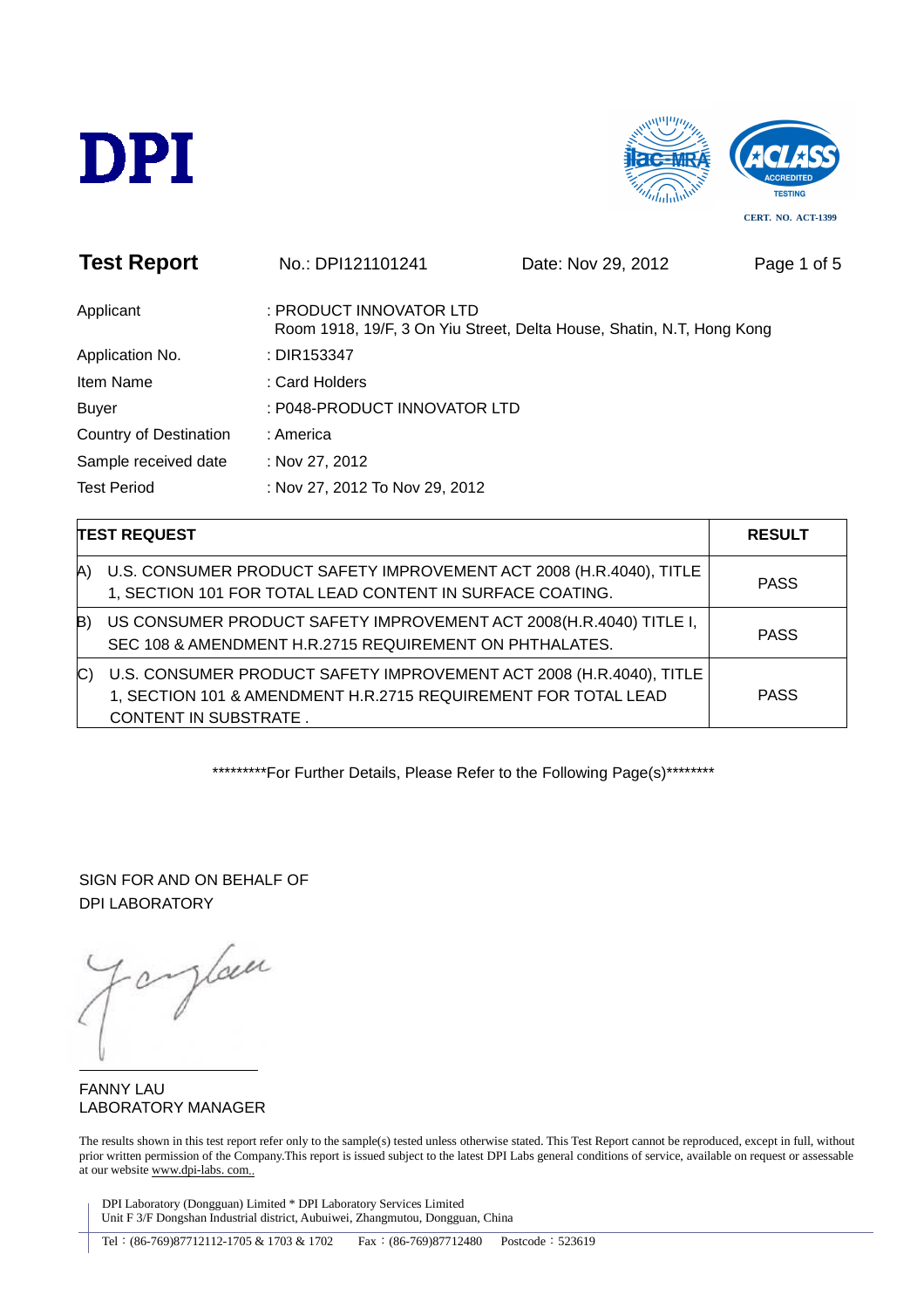# DPI

CERT. NO. ACT-1399

## Test Report

No.: DPI121101241 Date: Nov 29, 2012

| | |
|---|---|
| Applicant | : PRODUCT INNOVATOR LTD<br>Room 1918, 19/F, 3 On Yiu Street, Delta House, Shatin, N.T, Hong Kong |
| Application No. | : DIR153347 |
| Item Name | : Card Holders |
| Buyer | : P048-PRODUCT INNOVATOR LTD |
| Country of Destination | : America |
| Sample received date | : Nov 27, 2012 |
| Test Period | : Nov 27, 2012 To Nov 29, 2012 |

| TEST REQUEST | RESULT |
|---|---|
| A) U.S. CONSUMER PRODUCT SAFETY IMPROVEMENT ACT 2008 (H.R.4040), TITLE 1, SECTION 101 FOR TOTAL LEAD CONTENT IN SURFACE COATING. | PASS |
| B) US CONSUMER PRODUCT SAFETY IMPROVEMENT ACT 2008(H.R.4040) TITLE I, SEC 108 & AMENDMENT H.R.2715 REQUIREMENT ON PHTHALATES. | PASS |
| C) U.S. CONSUMER PRODUCT SAFETY IMPROVEMENT ACT 2008 (H.R.4040), TITLE 1, SECTION 101 & AMENDMENT H.R.2715 REQUIREMENT FOR TOTAL LEAD CONTENT IN SUBSTRATE . | PASS |

*********For Further Details, Please Refer to the Following Page(s)********

SIGN FOR AND ON BEHALF OF
DPI LABORATORY

FANNY LAU
LABORATORY MANAGER

The results shown in this test report refer only to the sample(s) tested unless otherwise stated. This Test Report cannot be reproduced, except in full, without prior written permission of the Company.This report is issued subject to the latest DPI Labs general conditions of service, available on request or assessable at our website www.dpi-labs. com..

DPI Laboratory (Dongguan) Limited * DPI Laboratory Services Limited
Unit F 3/F Dongshan Industrial district, Aubuiwei, Zhangmutou, Dongguan, China

Tel：(86-769)87712112-1705 & 1703 & 1702 Fax：(86-769)87712480 Postcode：523619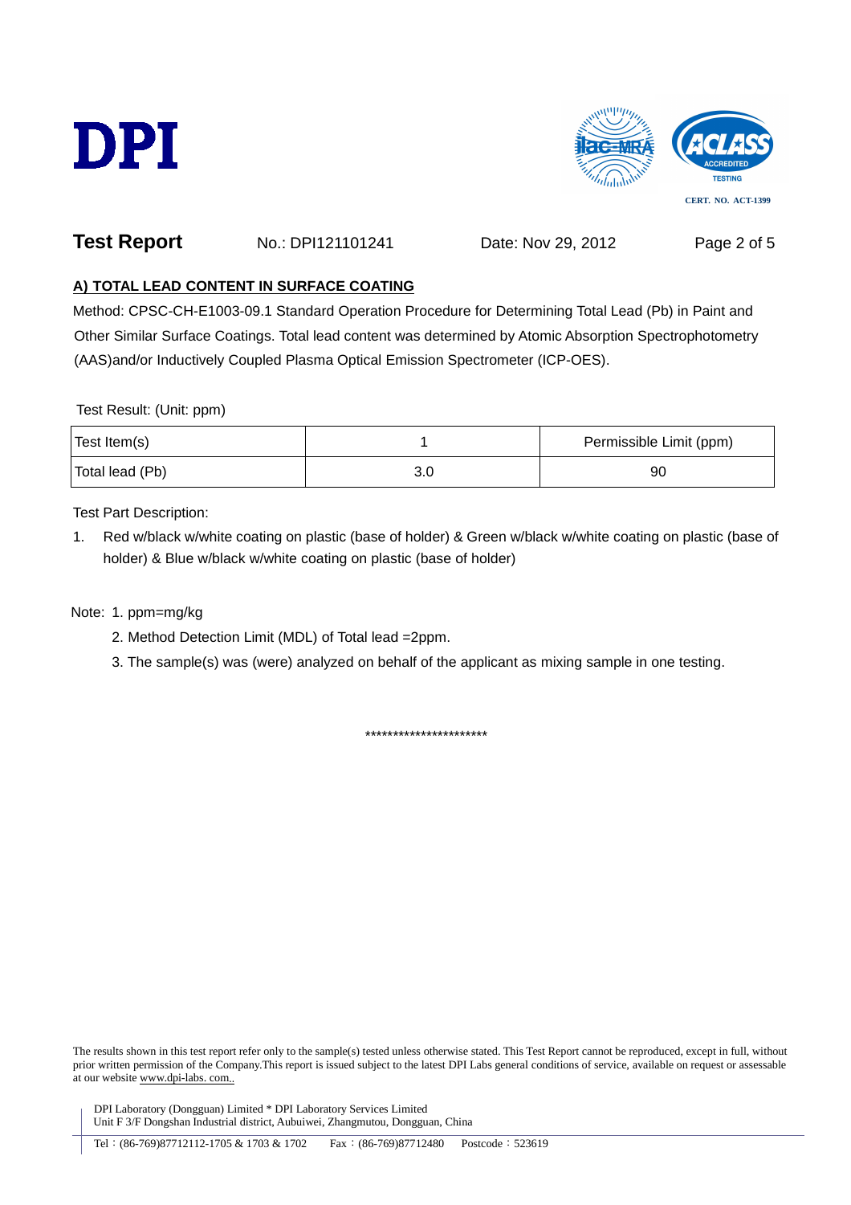**Test Report** No.: DPI121101241 Date: Nov 29, 2012

## A) TOTAL LEAD CONTENT IN SURFACE COATING

Method: CPSC-CH-E1003-09.1 Standard Operation Procedure for Determining Total Lead (Pb) in Paint and Other Similar Surface Coatings. Total lead content was determined by Atomic Absorption Spectrophotometry (AAS)and/or Inductively Coupled Plasma Optical Emission Spectrometer (ICP-OES).

Test Result: (Unit: ppm)

| Test Item(s) | 1 | Permissible Limit (ppm) |
|---|---|---|
| Total lead (Pb) | 3.0 | 90 |

Test Part Description:

1. Red w/black w/white coating on plastic (base of holder) & Green w/black w/white coating on plastic (base of holder) & Blue w/black w/white coating on plastic (base of holder)

Note: 1. ppm=mg/kg

2. Method Detection Limit (MDL) of Total lead =2ppm.

3. The sample(s) was (were) analyzed on behalf of the applicant as mixing sample in one testing.

**********************

The results shown in this test report refer only to the sample(s) tested unless otherwise stated. This Test Report cannot be reproduced, except in full, without prior written permission of the Company.This report is issued subject to the latest DPI Labs general conditions of service, available on request or assessable at our website www.dpi-labs. com..

DPI Laboratory (Dongguan) Limited * DPI Laboratory Services Limited
Unit F 3/F Dongshan Industrial district, Aubuiwei, Zhangmutou, Dongguan, China

Tel：(86-769)87712112-1705 & 1703 & 1702 Fax：(86-769)87712480 Postcode：523619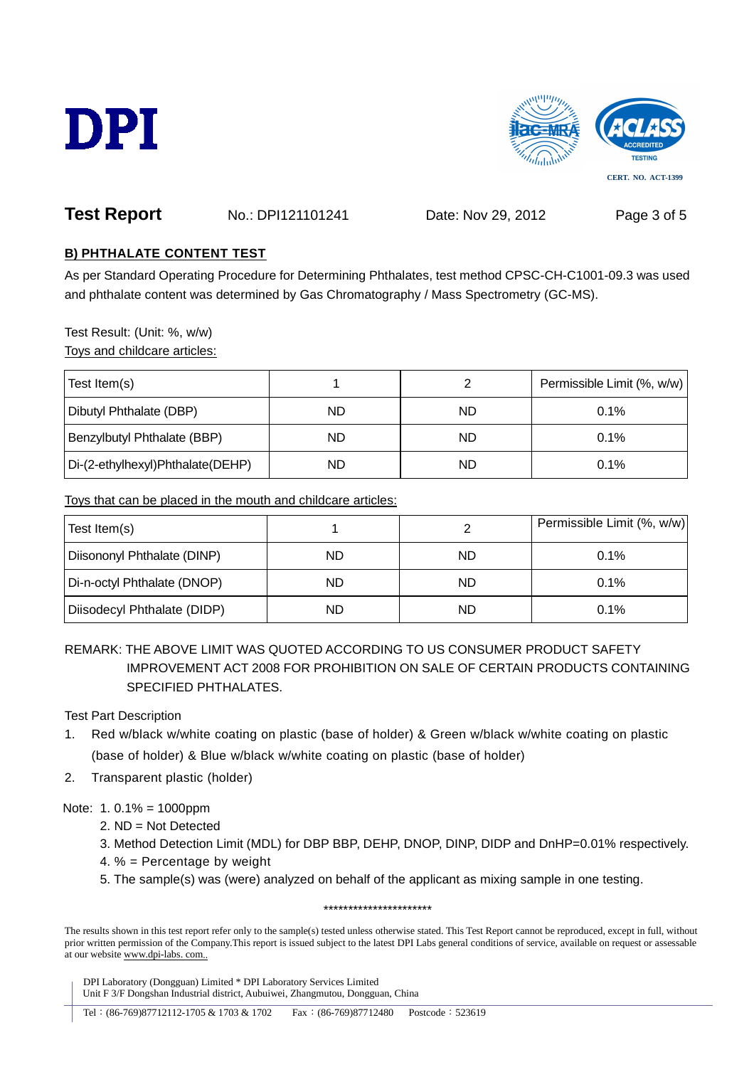**Test Report** No.: DPI121101241 Date: Nov 29, 2012

## B) PHTHALATE CONTENT TEST

As per Standard Operating Procedure for Determining Phthalates, test method CPSC-CH-C1001-09.3 was used and phthalate content was determined by Gas Chromatography / Mass Spectrometry (GC-MS).

Test Result: (Unit: %, w/w)

Toys and childcare articles:

| Test Item(s) | 1 | 2 | Permissible Limit (%, w/w) |
|---|---|---|---|
| Dibutyl Phthalate (DBP) | ND | ND | 0.1% |
| Benzylbutyl Phthalate (BBP) | ND | ND | 0.1% |
| Di-(2-ethylhexyl)Phthalate(DEHP) | ND | ND | 0.1% |

Toys that can be placed in the mouth and childcare articles:

| Test Item(s) | 1 | 2 | Permissible Limit (%, w/w) |
|---|---|---|---|
| Diisononyl Phthalate (DINP) | ND | ND | 0.1% |
| Di-n-octyl Phthalate (DNOP) | ND | ND | 0.1% |
| Diisodecyl Phthalate (DIDP) | ND | ND | 0.1% |

REMARK: THE ABOVE LIMIT WAS QUOTED ACCORDING TO US CONSUMER PRODUCT SAFETY IMPROVEMENT ACT 2008 FOR PROHIBITION ON SALE OF CERTAIN PRODUCTS CONTAINING SPECIFIED PHTHALATES.

Test Part Description

1. Red w/black w/white coating on plastic (base of holder) & Green w/black w/white coating on plastic (base of holder) & Blue w/black w/white coating on plastic (base of holder)
2. Transparent plastic (holder)

Note: 1. 0.1% = 1000ppm

2. ND = Not Detected
3. Method Detection Limit (MDL) for DBP BBP, DEHP, DNOP, DINP, DIDP and DnHP=0.01% respectively.
4. % = Percentage by weight
5. The sample(s) was (were) analyzed on behalf of the applicant as mixing sample in one testing.

**********************

The results shown in this test report refer only to the sample(s) tested unless otherwise stated. This Test Report cannot be reproduced, except in full, without prior written permission of the Company.This report is issued subject to the latest DPI Labs general conditions of service, available on request or assessable at our website www.dpi-labs. com..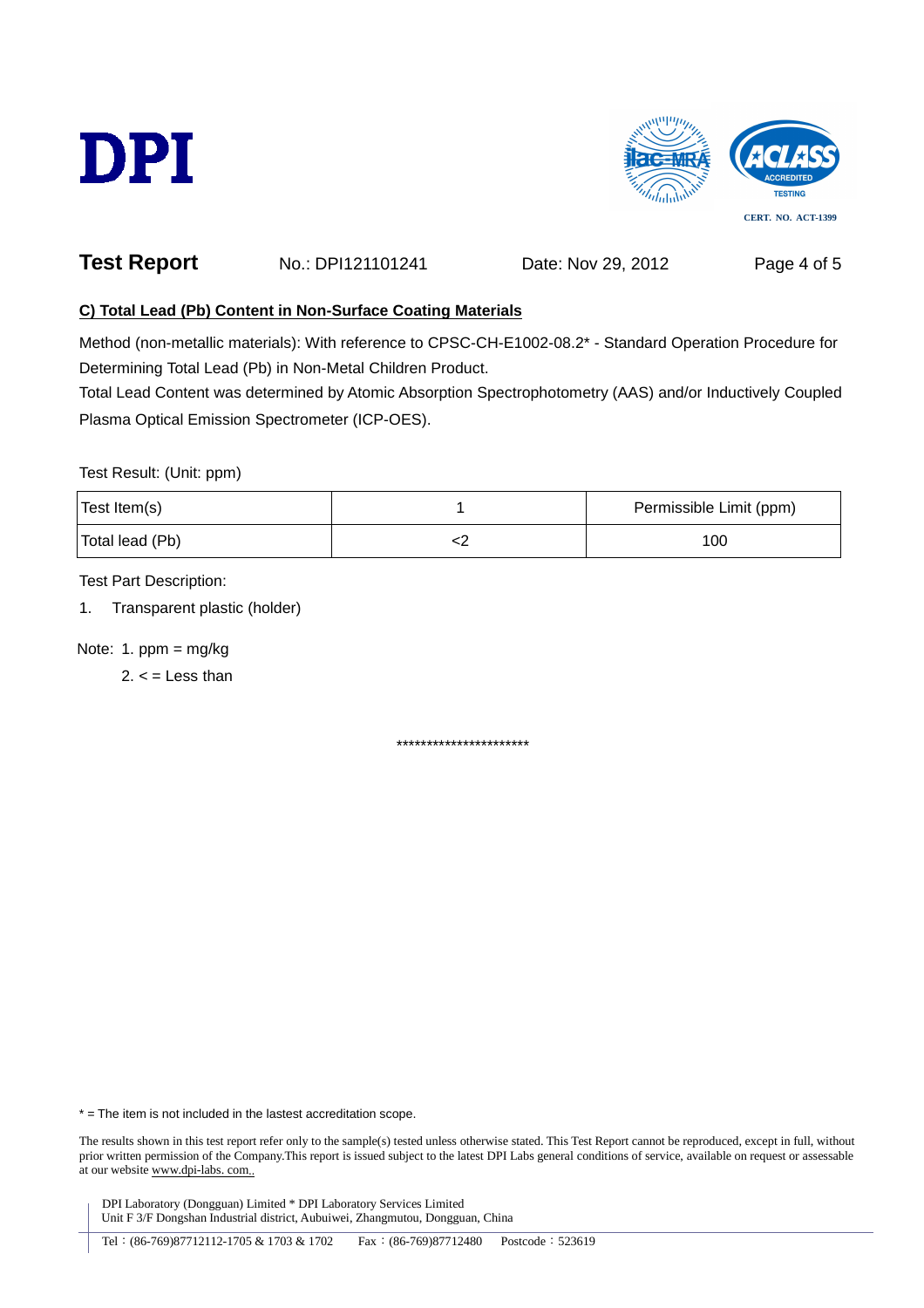**Test Report** No.: DPI121101241 Date: Nov 29, 2012

**C) Total Lead (Pb) Content in Non-Surface Coating Materials**

Method (non-metallic materials): With reference to CPSC-CH-E1002-08.2* - Standard Operation Procedure for Determining Total Lead (Pb) in Non-Metal Children Product.

Total Lead Content was determined by Atomic Absorption Spectrophotometry (AAS) and/or Inductively Coupled Plasma Optical Emission Spectrometer (ICP-OES).

Test Result: (Unit: ppm)

| Test Item(s) | 1 | Permissible Limit (ppm) |
|---|---|---|
| Total lead (Pb) | <2 | 100 |

Test Part Description:

1. Transparent plastic (holder)

Note: 1. ppm = mg/kg

2. < = Less than

**********************

* = The item is not included in the lastest accreditation scope.

The results shown in this test report refer only to the sample(s) tested unless otherwise stated. This Test Report cannot be reproduced, except in full, without prior written permission of the Company.This report is issued subject to the latest DPI Labs general conditions of service, available on request or assessable at our website www.dpi-labs. com..

DPI Laboratory (Dongguan) Limited * DPI Laboratory Services Limited
Unit F 3/F Dongshan Industrial district, Aubuiwei, Zhangmutou, Dongguan, China

Tel：(86-769)87712112-1705 & 1703 & 1702 Fax：(86-769)87712480 Postcode：523619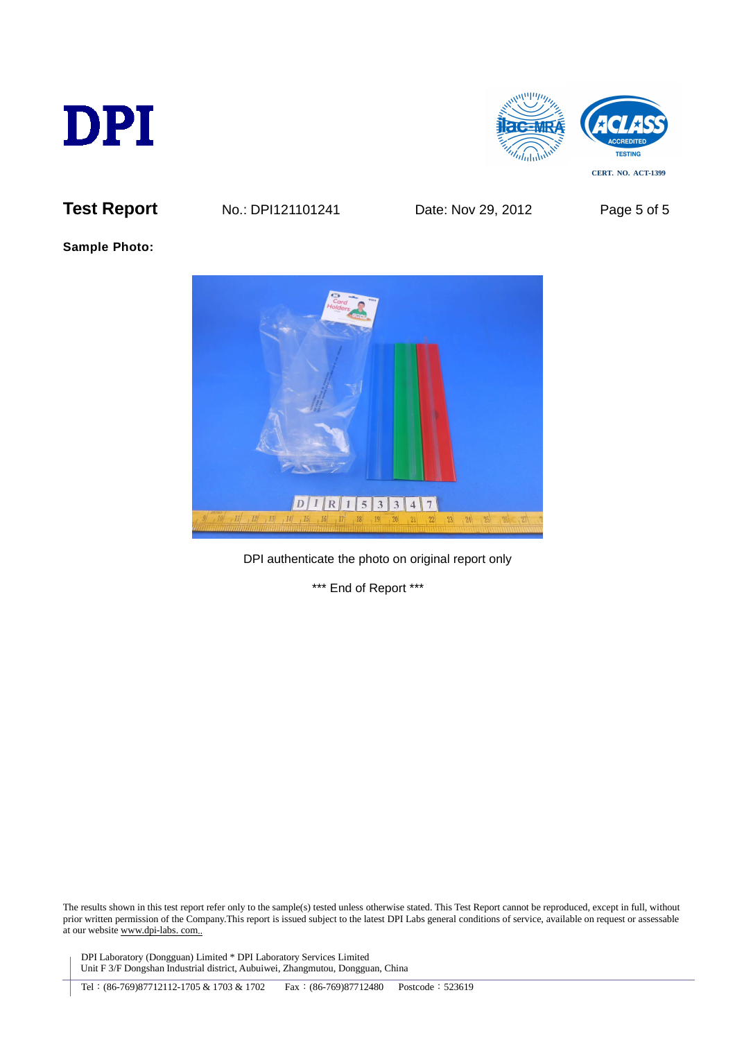**Test Report** No.: DPI121101241 Date: Nov 29, 2012

**Sample Photo:**

DPI authenticate the photo on original report only

*** End of Report ***

The results shown in this test report refer only to the sample(s) tested unless otherwise stated. This Test Report cannot be reproduced, except in full, without prior written permission of the Company.This report is issued subject to the latest DPI Labs general conditions of service, available on request or assessable at our website www.dpi-labs. com..

DPI Laboratory (Dongguan) Limited * DPI Laboratory Services Limited
Unit F 3/F Dongshan Industrial district, Aubuiwei, Zhangmutou, Dongguan, China

Tel：(86-769)87712112-1705 & 1703 & 1702 Fax：(86-769)87712480 Postcode：523619